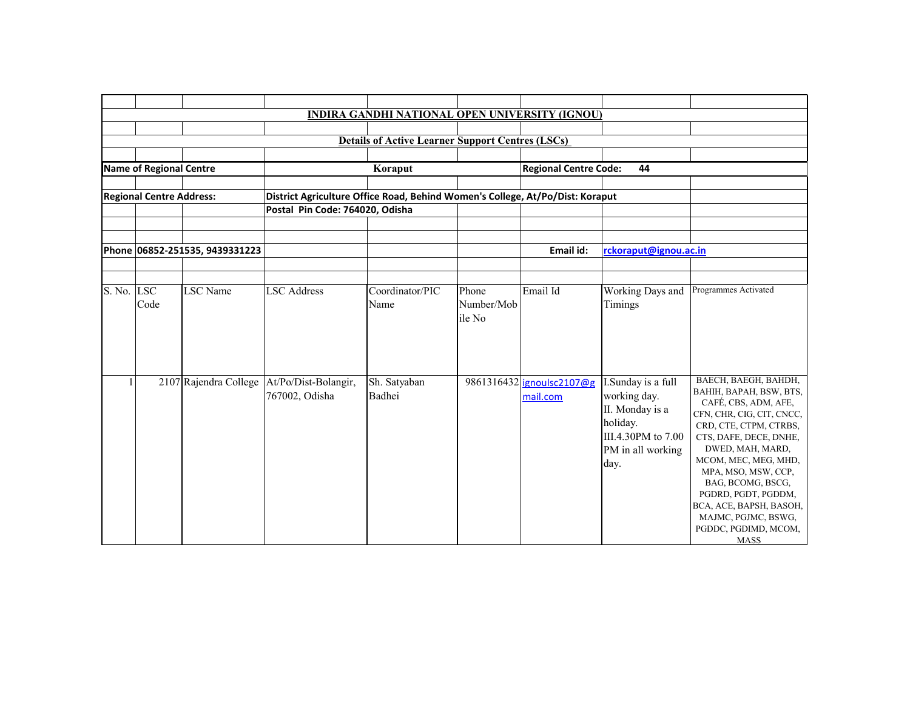# INDIRA GANDHI NATIONAL OPEN UNIVERSITY (IGNOU)

## Details of Active Learner Support Centres (LSCs)

**Name of Regional Centre** Koraput **Regional Centre Code:** 44

**Regional Centre Address:** District Agriculture Office Road, Behind Women's College, At/Po/Dist: Koraput
Postal Pin Code: 764020, Odisha

**Phone** 06852-251535, 9439331223 **Email id:** rckoraput@ignou.ac.in

| S. No. | LSC Code | LSC Name | LSC Address | Coordinator/PIC Name | Phone Number/Mobile No | Email Id | Working Days and Timings | Programmes Activated |
|---|---|---|---|---|---|---|---|---|
| 1 | 2107 | Rajendra College | At/Po/Dist-Bolangir, 767002, Odisha | Sh. Satyaban Badhei | 9861316432 | ignoulsc2107@gmail.com | I.Sunday is a full working day. II. Monday is a holiday. III.4.30PM to 7.00 PM in all working day. | BAECH, BAEGH, BAHDH, BAHIH, BAPAH, BSW, BTS, CAFÉ, CBS, ADM, AFE, CFN, CHR, CIG, CIT, CNCC, CRD, CTE, CTPM, CTRBS, CTS, DAFE, DECE, DNHE, DWED, MAH, MARD, MCOM, MEC, MEG, MHD, MPA, MSO, MSW, CCP, BAG, BCOMG, BSCG, PGDRD, PGDT, PGDDM, BCA, ACE, BAPSH, BASOH, MAJMC, PGJMC, BSWG, PGDDC, PGDIMD, MCOM, MASS |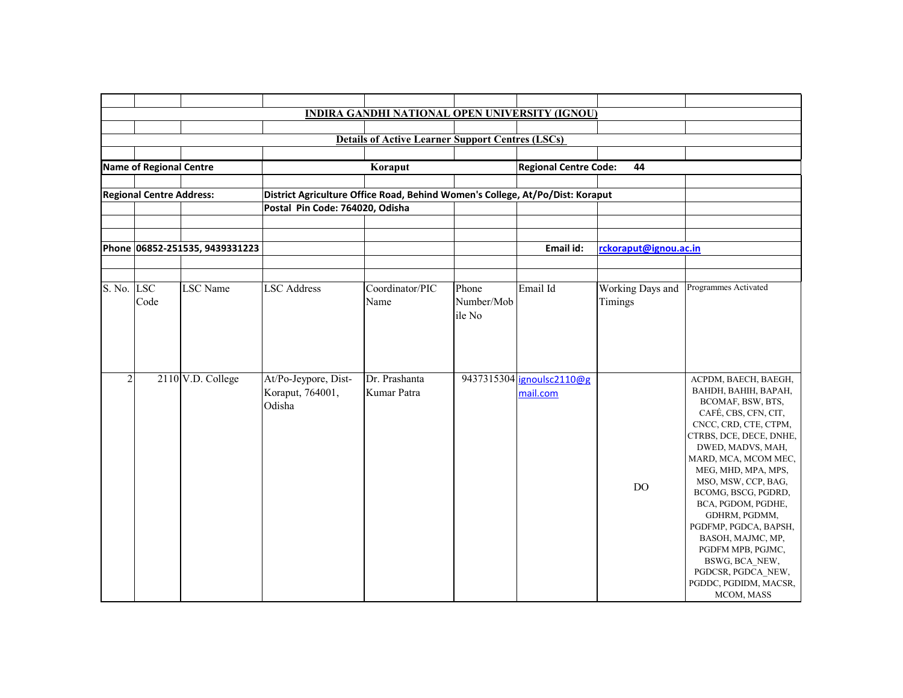**INDIRA GANDHI NATIONAL OPEN UNIVERSITY (IGNOU)**

**Details of Active Learner Support Centres (LSCs)**

| | | | | | | | | |
|---|---|---|---|---|---|---|---|---|
| **Name of Regional Centre** | | | **Koraput** | | | **Regional Centre Code:** | **44** | |
| **Regional Centre Address:** | | | **District Agriculture Office Road, Behind Women's College, At/Po/Dist: Koraput** | | | | | |
| | | | **Postal Pin Code: 764020, Odisha** | | | | | |
| **Phone** | **06852-251535, 9439331223** | | | | | **Email id:** | **rckoraput@ignou.ac.in** | |

| S. No. | LSC Code | LSC Name | LSC Address | Coordinator/PIC Name | Phone Number/Mobile No | Email Id | Working Days and Timings | Programmes Activated |
|---|---|---|---|---|---|---|---|---|
| 2 | 2110 | V.D. College | At/Po-Jeypore, Dist-Koraput, 764001, Odisha | Dr. Prashanta Kumar Patra | 9437315304 | ignoulsc2110@gmail.com | DO | ACPDM, BAECH, BAEGH, BAHDH, BAHIH, BAPAH, BCOMAF, BSW, BTS, CAFÉ, CBS, CFN, CIT, CNCC, CRD, CTE, CTPM, CTRBS, DCE, DECE, DNHE, DWED, MADVS, MAH, MARD, MCA, MCOM MEC, MEG, MHD, MPA, MPS, MSO, MSW, CCP, BAG, BCOMG, BSCG, PGDRD, BCA, PGDOM, PGDHE, GDHRM, PGDMM, PGDFMP, PGDCA, BAPSH, BASOH, MAJMC, MP, PGDFM MPB, PGJMC, BSWG, BCA_NEW, PGDCSR, PGDCA_NEW, PGDDC, PGDIDM, MACSR, MCOM, MASS |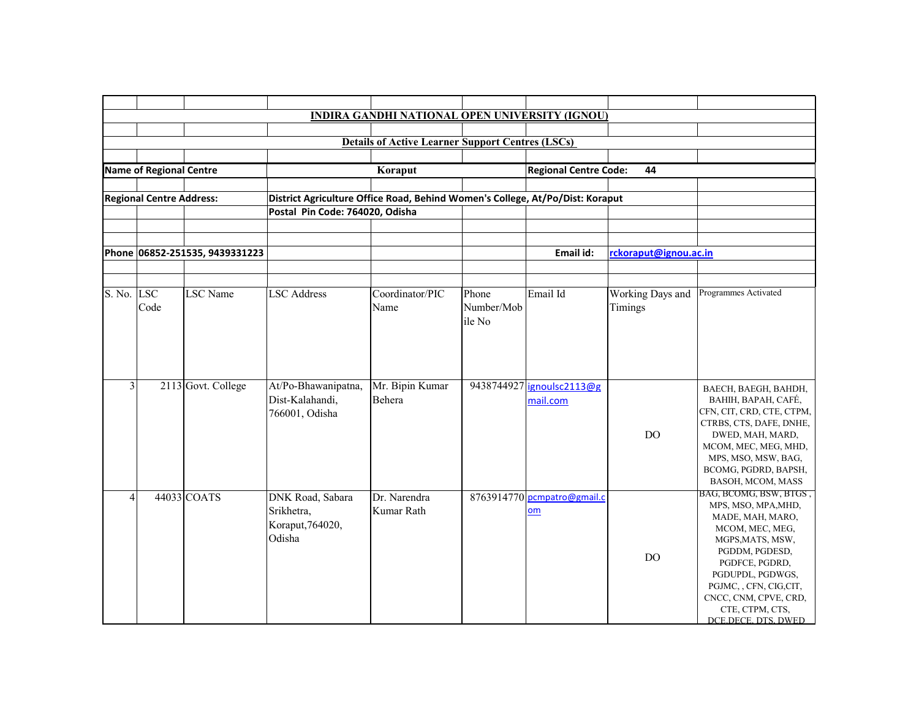**INDIRA GANDHI NATIONAL OPEN UNIVERSITY (IGNOU)**

**Details of Active Learner Support Centres (LSCs)**

| | | | | | | | | |
|---|---|---|---|---|---|---|---|---|
| **Name of Regional Centre** | | | **Koraput** | | | **Regional Centre Code:** | **44** | |
| **Regional Centre Address:** | | | **District Agriculture Office Road, Behind Women's College, At/Po/Dist: Koraput** | | | | | |
| | | | **Postal Pin Code: 764020, Odisha** | | | | | |
| **Phone** | **06852-251535, 9439331223** | | | | | **Email id:** | **rckoraput@ignou.ac.in** | |

| S. No. | LSC Code | LSC Name | LSC Address | Coordinator/PIC Name | Phone Number/Mobile No | Email Id | Working Days and Timings | Programmes Activated |
|---|---|---|---|---|---|---|---|---|
| 3 | 2113 | Govt. College | At/Po-Bhawanipatna, Dist-Kalahandi, 766001, Odisha | Mr. Bipin Kumar Behera | 9438744927 | ignoulsc2113@gmail.com | DO | BAECH, BAEGH, BAHDH, BAHIH, BAPAH, CAFÉ, CFN, CIT, CRD, CTE, CTPM, CTRBS, CTS, DAFE, DNHE, DWED, MAH, MARD, MCOM, MEC, MEG, MHD, MPS, MSO, MSW, BAG, BCOMG, PGDRD, BAPSH, BASOH, MCOM, MASS |
| 4 | 44033 | COATS | DNK Road, Sabara Srikhetra, Koraput,764020, Odisha | Dr. Narendra Kumar Rath | 8763914770 | pcmpatro@gmail.com | DO | BAG, BCOMG, BSW, BTGS , MPS, MSO, MPA,MHD, MADE, MAH, MARO, MCOM, MEC, MEG, MGPS,MATS, MSW, PGDDM, PGDESD, PGDFCE, PGDRD, PGDUPDL, PGDWGS, PGJMC, , CFN, CIG,CIT, CNCC, CNM, CPVE, CRD, CTE, CTPM, CTS, DCE,DECE, DTS, DWED |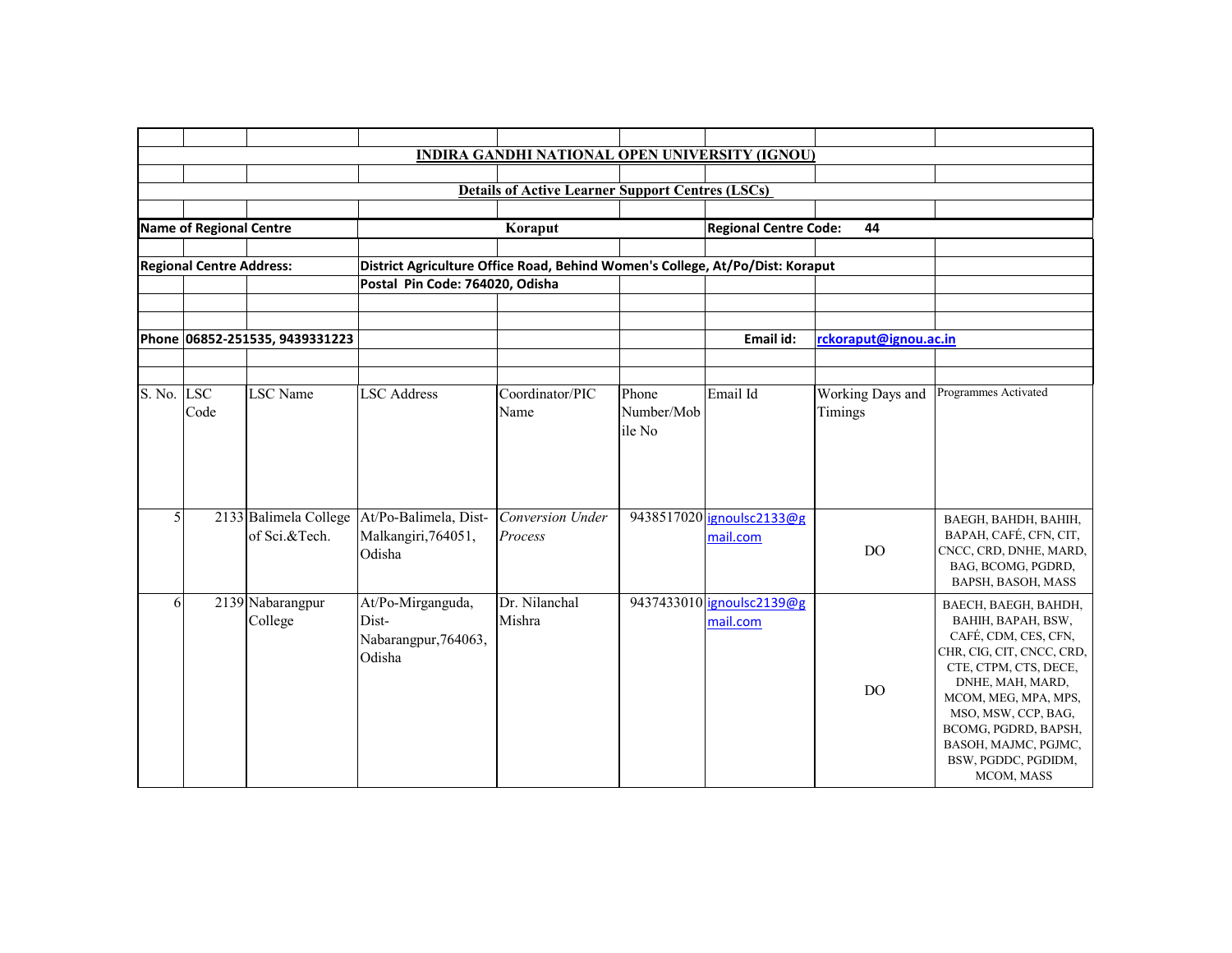**INDIRA GANDHI NATIONAL OPEN UNIVERSITY (IGNOU)**

**Details of Active Learner Support Centres (LSCs)**

| | | | | | | | | |
|---|---|---|---|---|---|---|---|---|
| **Name of Regional Centre** | | | **Koraput** | | | **Regional Centre Code:** | **44** | |
| **Regional Centre Address:** | | | **District Agriculture Office Road, Behind Women's College, At/Po/Dist: Koraput** | | | | | |
| | | | **Postal Pin Code: 764020, Odisha** | | | | | |
| **Phone** | **06852-251535, 9439331223** | | | | | **Email id:** | **rckoraput@ignou.ac.in** | |

| S. No. | LSC Code | LSC Name | LSC Address | Coordinator/PIC Name | Phone Number/Mobile No | Email Id | Working Days and Timings | Programmes Activated |
|---|---|---|---|---|---|---|---|---|
| 5 | 2133 | Balimela College of Sci.&Tech. | At/Po-Balimela, Dist-Malkangiri,764051, Odisha | *Conversion Under Process* | 9438517020 | ignoulsc2133@gmail.com | DO | BAEGH, BAHDH, BAHIH, BAPAH, CAFÉ, CFN, CIT, CNCC, CRD, DNHE, MARD, BAG, BCOMG, PGDRD, BAPSH, BASOH, MASS |
| 6 | 2139 | Nabarangpur College | At/Po-Mirganguda, Dist-Nabarangpur,764063, Odisha | Dr. Nilanchal Mishra | 9437433010 | ignoulsc2139@gmail.com | DO | BAECH, BAEGH, BAHDH, BAHIH, BAPAH, BSW, CAFÉ, CDM, CES, CFN, CHR, CIG, CIT, CNCC, CRD, CTE, CTPM, CTS, DECE, DNHE, MAH, MARD, MCOM, MEG, MPA, MPS, MSO, MSW, CCP, BAG, BCOMG, PGDRD, BAPSH, BASOH, MAJMC, PGJMC, BSW, PGDDC, PGDIDM, MCOM, MASS |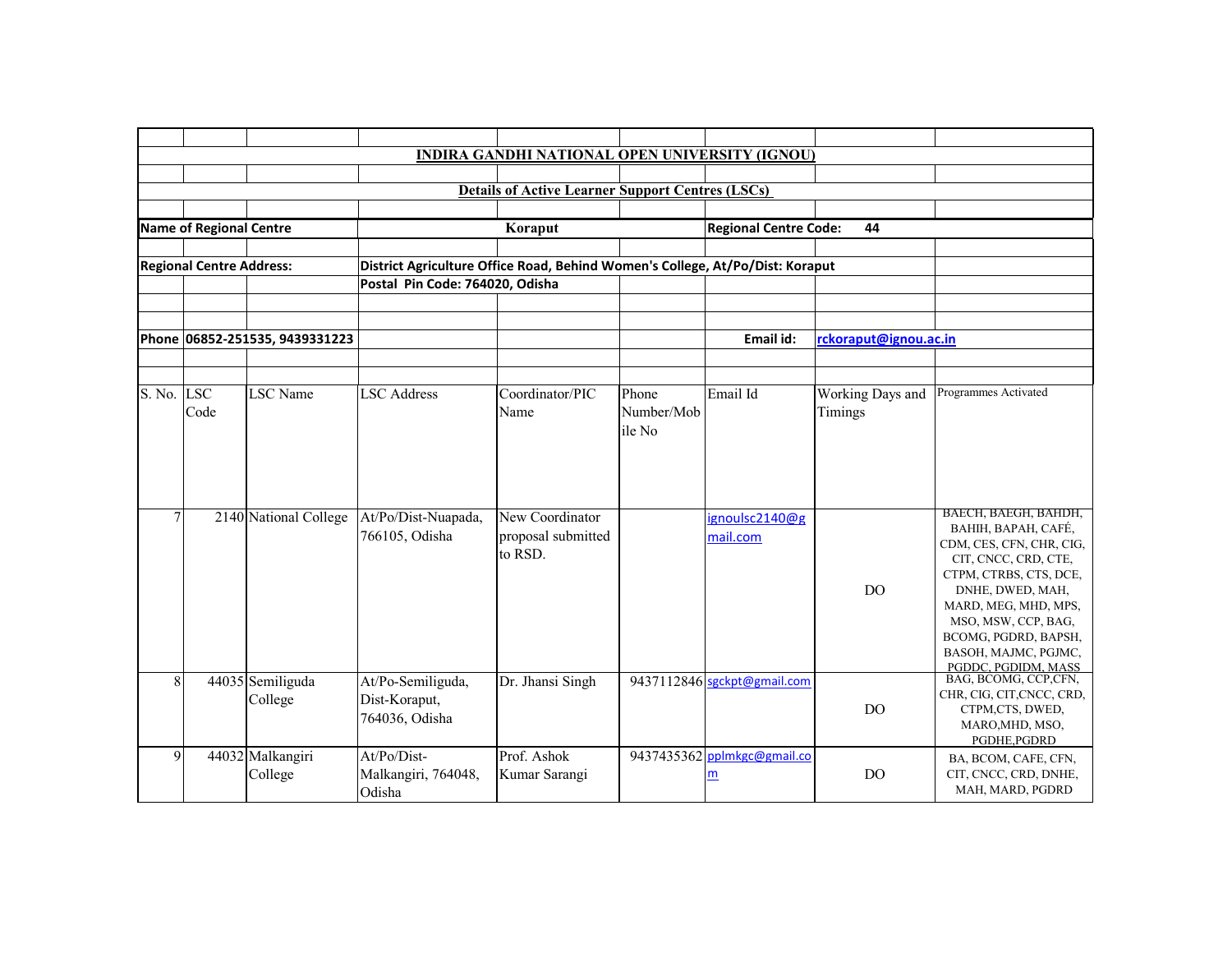# INDIRA GANDHI NATIONAL OPEN UNIVERSITY (IGNOU)

## Details of Active Learner Support Centres (LSCs)

**Name of Regional Centre:** Koraput **Regional Centre Code:** 44

**Regional Centre Address:** District Agriculture Office Road, Behind Women's College, At/Po/Dist: Koraput
Postal Pin Code: 764020, Odisha

**Phone** 06852-251535, 9439331223 **Email id:** rckoraput@ignou.ac.in

| S. No. | LSC Code | LSC Name | LSC Address | Coordinator/PIC Name | Phone Number/Mobile No | Email Id | Working Days and Timings | Programmes Activated |
|---|---|---|---|---|---|---|---|---|
| 7 | 2140 | National College | At/Po/Dist-Nuapada, 766105, Odisha | New Coordinator proposal submitted to RSD. | | ignoulsc2140@gmail.com | DO | BAECH, BAEGH, BAHDH, BAHIH, BAPAH, CAFÉ, CDM, CES, CFN, CHR, CIG, CIT, CNCC, CRD, CTE, CTPM, CTRBS, CTS, DCE, DNHE, DWED, MAH, MARD, MEG, MHD, MPS, MSO, MSW, CCP, BAG, BCOMG, PGDRD, BAPSH, BASOH, MAJMC, PGJMC, PGDDC, PGDIDM, MASS |
| 8 | 44035 | Semiliguda College | At/Po-Semiliguda, Dist-Koraput, 764036, Odisha | Dr. Jhansi Singh | 9437112846 | sgckpt@gmail.com | DO | BAG, BCOMG, CCP,CFN, CHR, CIG, CIT,CNCC, CRD, CTPM,CTS, DWED, MARO,MHD, MSO, PGDHE,PGDRD |
| 9 | 44032 | Malkangiri College | At/Po/Dist-Malkangiri, 764048, Odisha | Prof. Ashok Kumar Sarangi | 9437435362 | pplmkgc@gmail.com | DO | BA, BCOM, CAFE, CFN, CIT, CNCC, CRD, DNHE, MAH, MARD, PGDRD |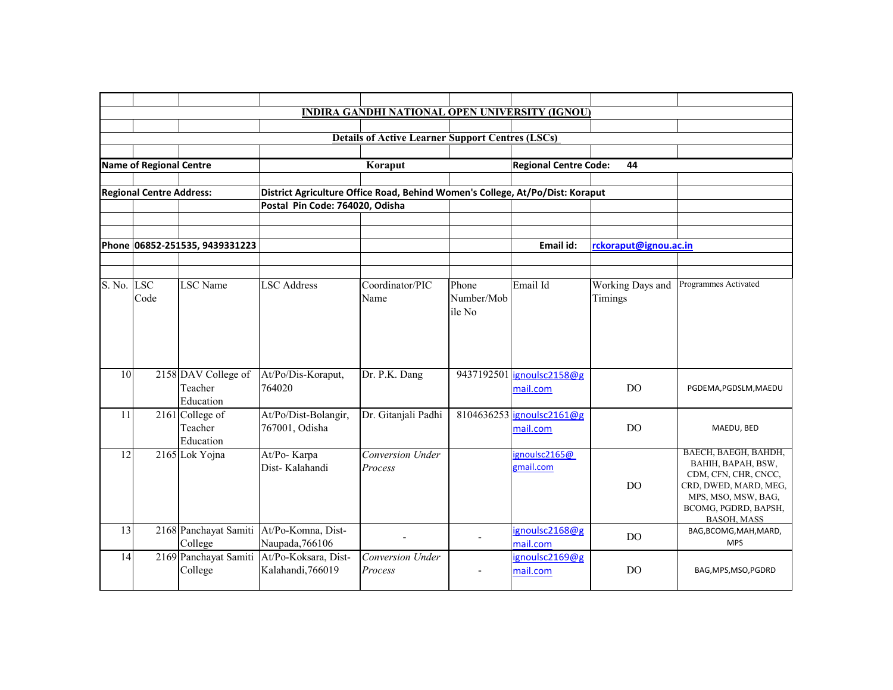**INDIRA GANDHI NATIONAL OPEN UNIVERSITY (IGNOU)**

**Details of Active Learner Support Centres (LSCs)**

**Name of Regional Centre:** Koraput | **Regional Centre Code:** 44

**Regional Centre Address:** District Agriculture Office Road, Behind Women's College, At/Po/Dist: Koraput
Postal Pin Code: 764020, Odisha

**Phone** 06852-251535, 9439331223 | **Email id:** rckoraput@ignou.ac.in

| S. No. | LSC Code | LSC Name | LSC Address | Coordinator/PIC Name | Phone Number/Mobile No | Email Id | Working Days and Timings | Programmes Activated |
|---|---|---|---|---|---|---|---|---|
| 10 | 2158 | DAV College of Teacher Education | At/Po/Dis-Koraput, 764020 | Dr. P.K. Dang | 9437192501 | ignoulsc2158@gmail.com | DO | PGDEMA,PGDSLM,MAEDU |
| 11 | 2161 | College of Teacher Education | At/Po/Dist-Bolangir, 767001, Odisha | Dr. Gitanjali Padhi | 8104636253 | ignoulsc2161@gmail.com | DO | MAEDU, BED |
| 12 | 2165 | Lok Yojna | At/Po- Karpa Dist- Kalahandi | *Conversion Under Process* | | ignoulsc2165@gmail.com | DO | BAECH, BAEGH, BAHDH, BAHIH, BAPAH, BSW, CDM, CFN, CHR, CNCC, CRD, DWED, MARD, MEG, MPS, MSO, MSW, BAG, BCOMG, PGDRD, BAPSH, BASOH, MASS |
| 13 | 2168 | Panchayat Samiti College | At/Po-Komna, Dist-Naupada,766106 | - | - | ignoulsc2168@gmail.com | DO | BAG,BCOMG,MAH,MARD, MPS |
| 14 | 2169 | Panchayat Samiti College | At/Po-Koksara, Dist-Kalahandi,766019 | *Conversion Under Process* | - | ignoulsc2169@gmail.com | DO | BAG,MPS,MSO,PGDRD |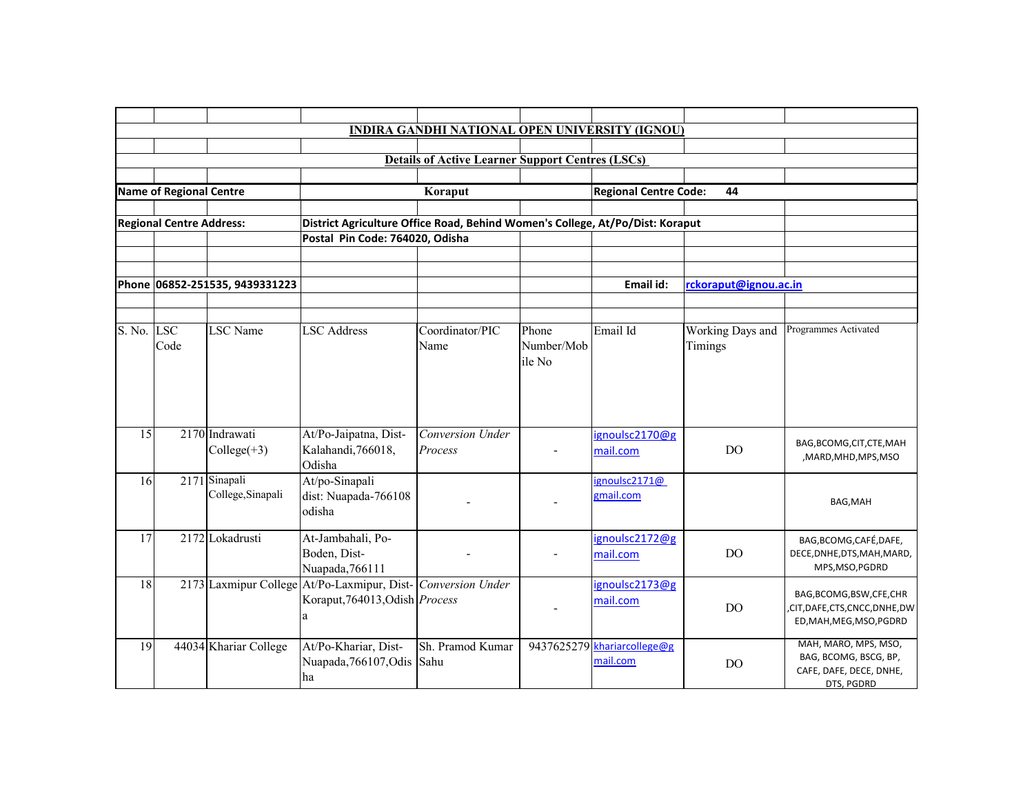**INDIRA GANDHI NATIONAL OPEN UNIVERSITY (IGNOU)**

**Details of Active Learner Support Centres (LSCs)**

**Name of Regional Centre:** Koraput | **Regional Centre Code:** 44

**Regional Centre Address:** District Agriculture Office Road, Behind Women's College, At/Po/Dist: Koraput
Postal Pin Code: 764020, Odisha

**Phone** 06852-251535, 9439331223 | **Email id:** rckoraput@ignou.ac.in

| S. No. | LSC Code | LSC Name | LSC Address | Coordinator/PIC Name | Phone Number/Mobile No | Email Id | Working Days and Timings | Programmes Activated |
|---|---|---|---|---|---|---|---|---|
| 15 | 2170 | Indrawati College(+3) | At/Po-Jaipatna, Dist-Kalahandi,766018, Odisha | *Conversion Under Process* | - | ignoulsc2170@gmail.com | DO | BAG,BCOMG,CIT,CTE,MAH,MARD,MHD,MPS,MSO |
| 16 | 2171 | Sinapali College,Sinapali | At/po-Sinapali dist: Nuapada-766108 odisha | - | - | ignoulsc2171@gmail.com | | BAG,MAH |
| 17 | 2172 | Lokadrusti | At-Jambahali, Po-Boden, Dist-Nuapada,766111 | - | - | ignoulsc2172@gmail.com | DO | BAG,BCOMG,CAFÉ,DAFE,DECE,DNHE,DTS,MAH,MARD,MPS,MSO,PGDRD |
| 18 | 2173 | Laxmipur College | At/Po-Laxmipur, Dist-Koraput,764013,Odisha | *Conversion Under Process* | - | ignoulsc2173@gmail.com | DO | BAG,BCOMG,BSW,CFE,CHR,CIT,DAFE,CTS,CNCC,DNHE,DWED,MAH,MEG,MSO,PGDRD |
| 19 | 44034 | Khariar College | At/Po-Khariar, Dist-Nuapada,766107,Odisha | Sh. Pramod Kumar Sahu | 9437625279 | khariarcollege@gmail.com | DO | MAH, MARO, MPS, MSO, BAG, BCOMG, BSCG, BP, CAFE, DAFE, DECE, DNHE, DTS, PGDRD |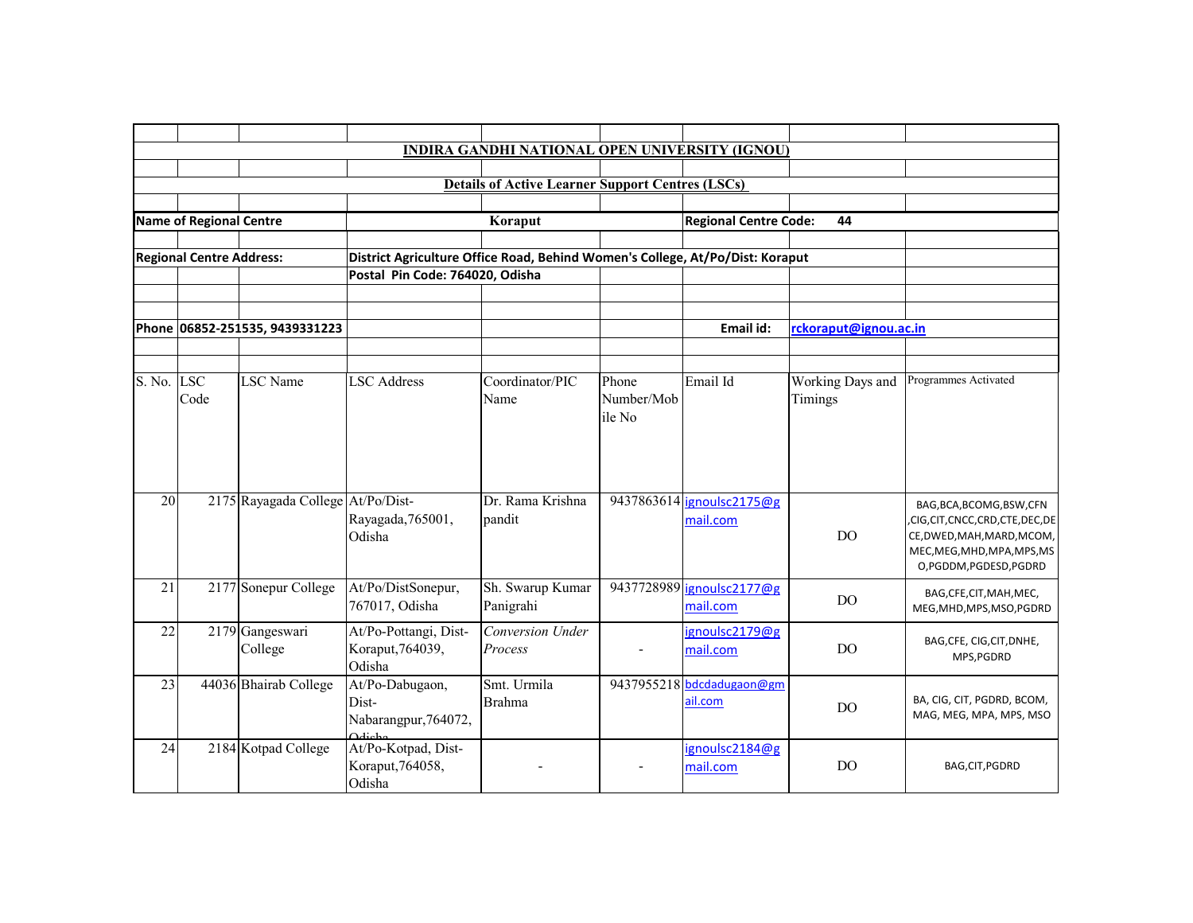**INDIRA GANDHI NATIONAL OPEN UNIVERSITY (IGNOU)**

**Details of Active Learner Support Centres (LSCs)**

| | | | |
|---|---|---|---|
| **Name of Regional Centre** | **Koraput** | **Regional Centre Code:** | **44** |
| **Regional Centre Address:** | **District Agriculture Office Road, Behind Women's College, At/Po/Dist: Koraput**<br>**Postal Pin Code: 764020, Odisha** | | |
| **Phone** | **06852-251535, 9439331223** | **Email id:** | **rckoraput@ignou.ac.in** |

| S. No. | LSC Code | LSC Name | LSC Address | Coordinator/PIC Name | Phone Number/Mobile No | Email Id | Working Days and Timings | Programmes Activated |
|---|---|---|---|---|---|---|---|---|
| 20 | 2175 | Rayagada College | At/Po/Dist-Rayagada,765001, Odisha | Dr. Rama Krishna pandit | 9437863614 | ignoulsc2175@gmail.com | DO | BAG,BCA,BCOMG,BSW,CFN,CIG,CIT,CNCC,CRD,CTE,DEC,DECE,DWED,MAH,MARD,MCOM,MEC,MEG,MHD,MPA,MPS,MSO,PGDDM,PGDESD,PGDRD |
| 21 | 2177 | Sonepur College | At/Po/DistSonepur, 767017, Odisha | Sh. Swarup Kumar Panigrahi | 9437728989 | ignoulsc2177@gmail.com | DO | BAG,CFE,CIT,MAH,MEC,MEG,MHD,MPS,MSO,PGDRD |
| 22 | 2179 | Gangeswari College | At/Po-Pottangi, Dist-Koraput,764039, Odisha | *Conversion Under Process* | - | ignoulsc2179@gmail.com | DO | BAG,CFE, CIG,CIT,DNHE, MPS,PGDRD |
| 23 | 44036 | Bhairab College | At/Po-Dabugaon, Dist-Nabarangpur,764072, Odisha | Smt. Urmila Brahma | 9437955218 | bdcdadugaon@gmail.com | DO | BA, CIG, CIT, PGDRD, BCOM, MAG, MEG, MPA, MPS, MSO |
| 24 | 2184 | Kotpad College | At/Po-Kotpad, Dist-Koraput,764058, Odisha | - | - | ignoulsc2184@gmail.com | DO | BAG,CIT,PGDRD |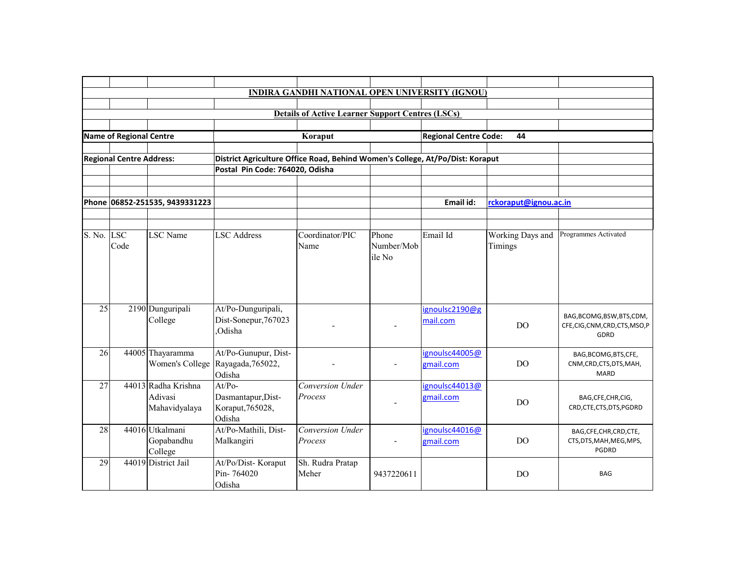## INDIRA GANDHI NATIONAL OPEN UNIVERSITY (IGNOU)

### Details of Active Learner Support Centres (LSCs)

**Name of Regional Centre** | **Koraput** | **Regional Centre Code: 44**

**Regional Centre Address:** District Agriculture Office Road, Behind Women's College, At/Po/Dist: Koraput
Postal Pin Code: 764020, Odisha

**Phone** 06852-251535, 9439331223 | **Email id:** rckoraput@ignou.ac.in

| S. No. | LSC Code | LSC Name | LSC Address | Coordinator/PIC Name | Phone Number/Mobile No | Email Id | Working Days and Timings | Programmes Activated |
|---|---|---|---|---|---|---|---|---|
| 25 | 2190 | Dunguripali College | At/Po-Dunguripali, Dist-Sonepur,767023 ,Odisha | - | - | ignoulsc2190@gmail.com | DO | BAG,BCOMG,BSW,BTS,CDM, CFE,CIG,CNM,CRD,CTS,MSO,PGDRD |
| 26 | 44005 | Thayaramma Women's College | At/Po-Gunupur, Dist-Rayagada,765022, Odisha | - | - | ignoulsc44005@gmail.com | DO | BAG,BCOMG,BTS,CFE, CNM,CRD,CTS,DTS,MAH, MARD |
| 27 | 44013 | Radha Krishna Adivasi Mahavidyalaya | At/Po-Dasmantapur,Dist-Koraput,765028, Odisha | *Conversion Under Process* | - | ignoulsc44013@gmail.com | DO | BAG,CFE,CHR,CIG, CRD,CTE,CTS,DTS,PGDRD |
| 28 | 44016 | Utkalmani Gopabandhu College | At/Po-Mathili, Dist-Malkangiri | *Conversion Under Process* | - | ignoulsc44016@gmail.com | DO | BAG,CFE,CHR,CRD,CTE, CTS,DTS,MAH,MEG,MPS, PGDRD |
| 29 | 44019 | District Jail | At/Po/Dist- Koraput Pin- 764020 Odisha | Sh. Rudra Pratap Meher | 9437220611 | | DO | BAG |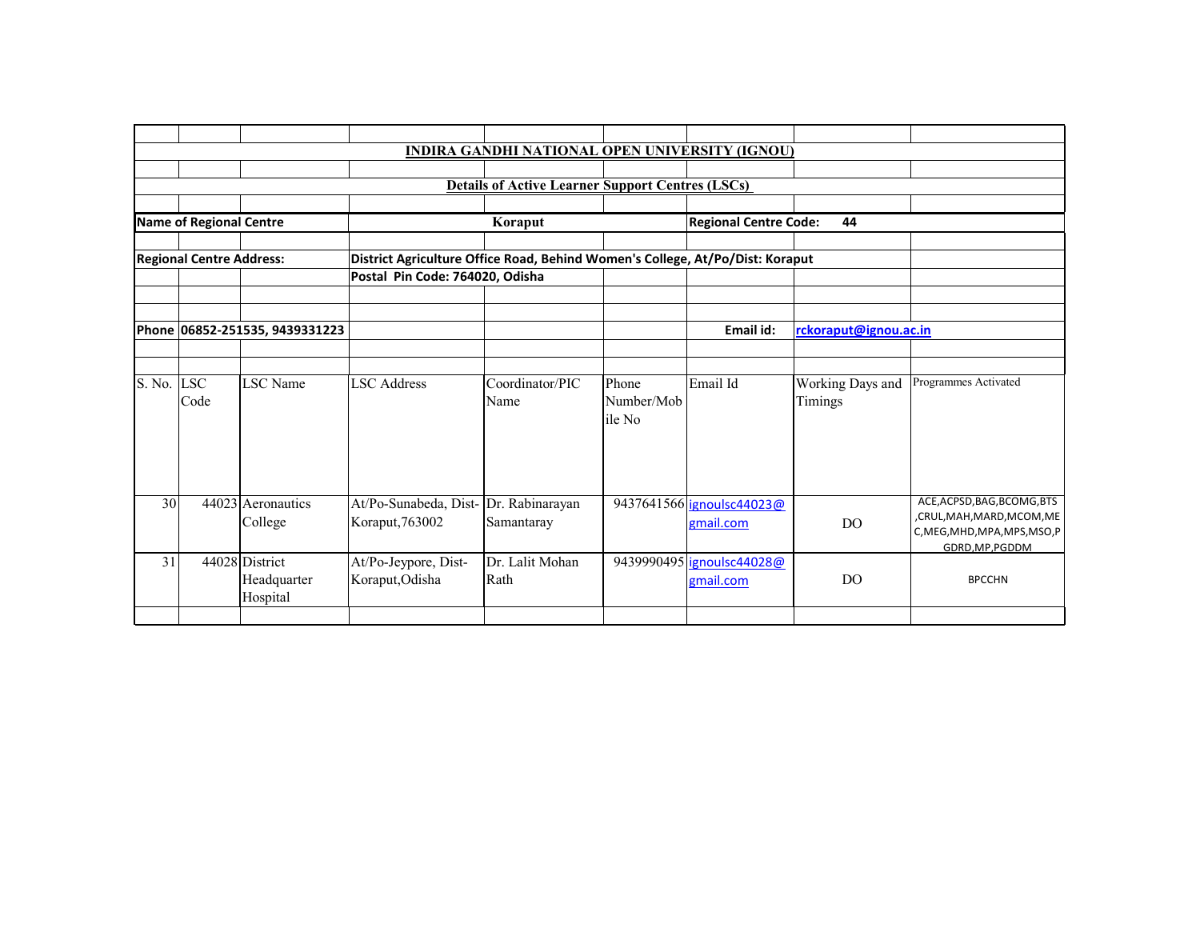**INDIRA GANDHI NATIONAL OPEN UNIVERSITY (IGNOU)**

**Details of Active Learner Support Centres (LSCs)**

**Name of Regional Centre:** Koraput | **Regional Centre Code:** 44

**Regional Centre Address:** District Agriculture Office Road, Behind Women's College, At/Po/Dist: Koraput
Postal Pin Code: 764020, Odisha

**Phone** 06852-251535, 9439331223 | **Email id:** rckoraput@ignou.ac.in

| S. No. | LSC Code | LSC Name | LSC Address | Coordinator/PIC Name | Phone Number/Mobile No | Email Id | Working Days and Timings | Programmes Activated |
|---|---|---|---|---|---|---|---|---|
| 30 | 44023 | Aeronautics College | At/Po-Sunabeda, Dist-Koraput,763002 | Dr. Rabinarayan Samantaray | 9437641566 | ignoulsc44023@gmail.com | DO | ACE,ACPSD,BAG,BCOMG,BTS,CRUL,MAH,MARD,MCOM,MEC,MEG,MHD,MPA,MPS,MSO,PGDRD,MP,PGDDM |
| 31 | 44028 | District Headquarter Hospital | At/Po-Jeypore, Dist-Koraput,Odisha | Dr. Lalit Mohan Rath | 9439990495 | ignoulsc44028@gmail.com | DO | BPCCHN |